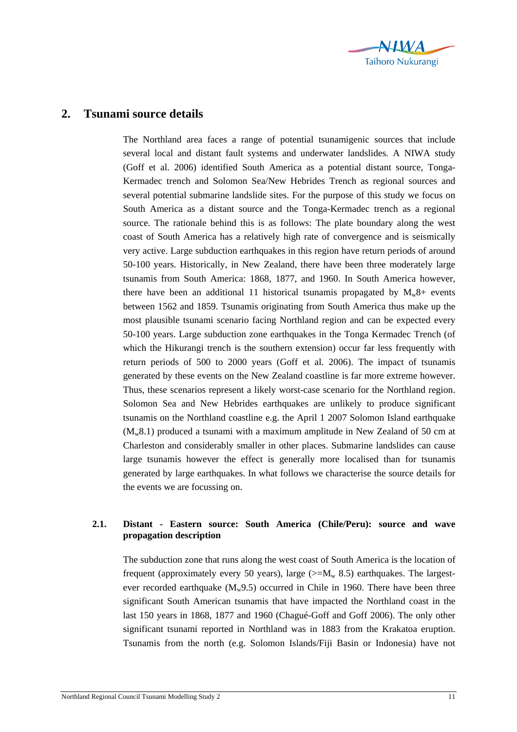## 2. Tsunami source details

The Northland area faces a range of potential tsunamigenic sources that include several local and distant fault systems and underwater landslides. A NIWA study (Goff et al. 2006) identified South America as a potential distant source, Tonga-Kermadec trench and Solomon Sea/New Hebrides Trench as regional sources and several potential submarine landslide sites. For the purpose of this study we focus on South America as a distant source and the Tonga-Kermadec trench as a regional source. The rationale behind this is as follows: The plate boundary along the west coast of South America has a relatively high rate of convergence and is seismically very active. Large subduction earthquakes in this region have return periods of around 50-100 years. Historically, in New Zealand, there have been three moderately large tsunamis from South America: 1868, 1877, and 1960. In South America however, there have been an additional 11 historical tsunamis propagated by $M_w$8+ events between 1562 and 1859. Tsunamis originating from South America thus make up the most plausible tsunami scenario facing Northland region and can be expected every 50-100 years. Large subduction zone earthquakes in the Tonga Kermadec Trench (of which the Hikurangi trench is the southern extension) occur far less frequently with return periods of 500 to 2000 years (Goff et al. 2006). The impact of tsunamis generated by these events on the New Zealand coastline is far more extreme however. Thus, these scenarios represent a likely worst-case scenario for the Northland region. Solomon Sea and New Hebrides earthquakes are unlikely to produce significant tsunamis on the Northland coastline e.g. the April 1 2007 Solomon Island earthquake ($M_w$8.1) produced a tsunami with a maximum amplitude in New Zealand of 50 cm at Charleston and considerably smaller in other places. Submarine landslides can cause large tsunamis however the effect is generally more localised than for tsunamis generated by large earthquakes. In what follows we characterise the source details for the events we are focussing on.

### 2.1. Distant - Eastern source: South America (Chile/Peru): source and wave propagation description

The subduction zone that runs along the west coast of South America is the location of frequent (approximately every 50 years), large (>=$M_w$ 8.5) earthquakes. The largest-ever recorded earthquake ($M_w$9.5) occurred in Chile in 1960. There have been three significant South American tsunamis that have impacted the Northland coast in the last 150 years in 1868, 1877 and 1960 (Chagué-Goff and Goff 2006). The only other significant tsunami reported in Northland was in 1883 from the Krakatoa eruption. Tsunamis from the north (e.g. Solomon Islands/Fiji Basin or Indonesia) have not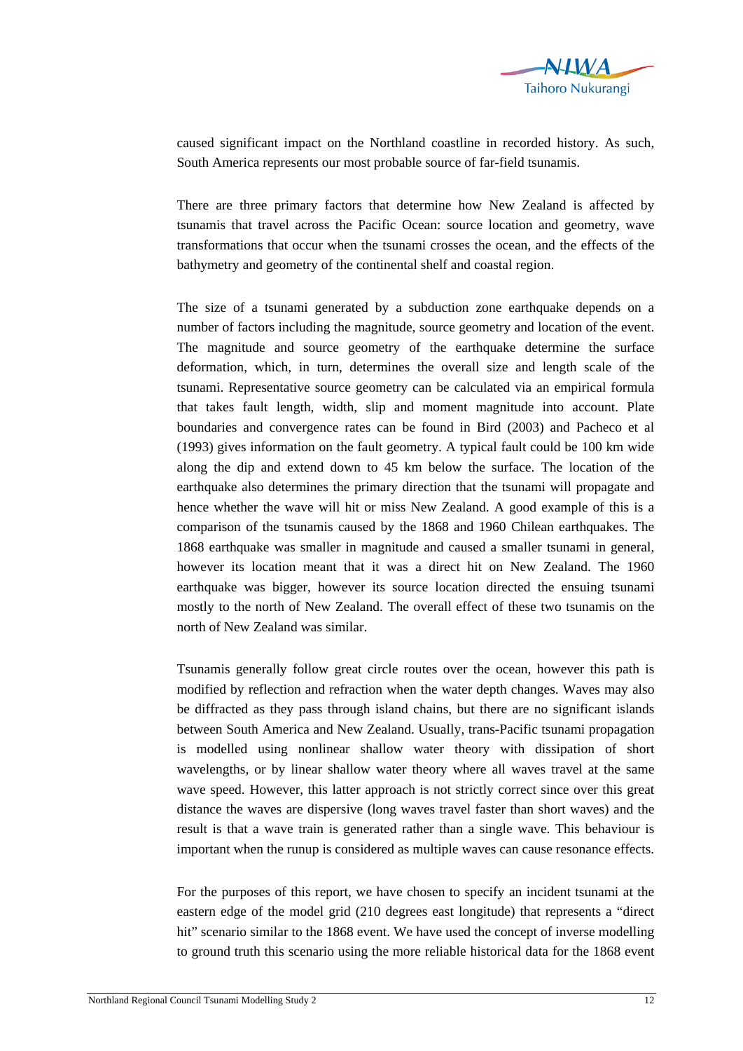caused significant impact on the Northland coastline in recorded history. As such, South America represents our most probable source of far-field tsunamis.

There are three primary factors that determine how New Zealand is affected by tsunamis that travel across the Pacific Ocean: source location and geometry, wave transformations that occur when the tsunami crosses the ocean, and the effects of the bathymetry and geometry of the continental shelf and coastal region.

The size of a tsunami generated by a subduction zone earthquake depends on a number of factors including the magnitude, source geometry and location of the event. The magnitude and source geometry of the earthquake determine the surface deformation, which, in turn, determines the overall size and length scale of the tsunami. Representative source geometry can be calculated via an empirical formula that takes fault length, width, slip and moment magnitude into account. Plate boundaries and convergence rates can be found in Bird (2003) and Pacheco et al (1993) gives information on the fault geometry. A typical fault could be 100 km wide along the dip and extend down to 45 km below the surface. The location of the earthquake also determines the primary direction that the tsunami will propagate and hence whether the wave will hit or miss New Zealand. A good example of this is a comparison of the tsunamis caused by the 1868 and 1960 Chilean earthquakes. The 1868 earthquake was smaller in magnitude and caused a smaller tsunami in general, however its location meant that it was a direct hit on New Zealand. The 1960 earthquake was bigger, however its source location directed the ensuing tsunami mostly to the north of New Zealand. The overall effect of these two tsunamis on the north of New Zealand was similar.

Tsunamis generally follow great circle routes over the ocean, however this path is modified by reflection and refraction when the water depth changes. Waves may also be diffracted as they pass through island chains, but there are no significant islands between South America and New Zealand. Usually, trans-Pacific tsunami propagation is modelled using nonlinear shallow water theory with dissipation of short wavelengths, or by linear shallow water theory where all waves travel at the same wave speed. However, this latter approach is not strictly correct since over this great distance the waves are dispersive (long waves travel faster than short waves) and the result is that a wave train is generated rather than a single wave. This behaviour is important when the runup is considered as multiple waves can cause resonance effects.

For the purposes of this report, we have chosen to specify an incident tsunami at the eastern edge of the model grid (210 degrees east longitude) that represents a "direct hit" scenario similar to the 1868 event. We have used the concept of inverse modelling to ground truth this scenario using the more reliable historical data for the 1868 event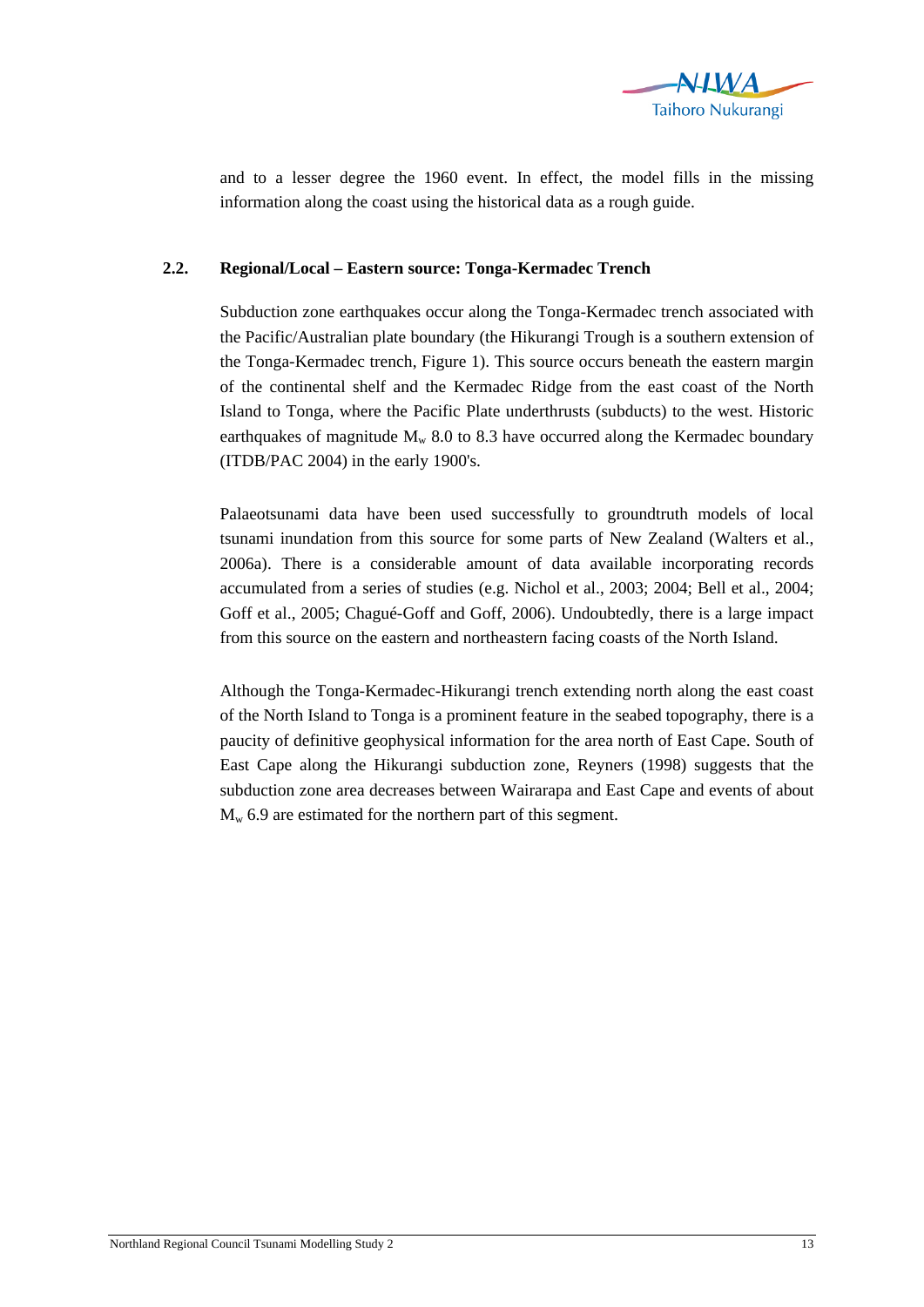and to a lesser degree the 1960 event. In effect, the model fills in the missing information along the coast using the historical data as a rough guide.

## 2.2. Regional/Local – Eastern source: Tonga-Kermadec Trench

Subduction zone earthquakes occur along the Tonga-Kermadec trench associated with the Pacific/Australian plate boundary (the Hikurangi Trough is a southern extension of the Tonga-Kermadec trench, Figure 1). This source occurs beneath the eastern margin of the continental shelf and the Kermadec Ridge from the east coast of the North Island to Tonga, where the Pacific Plate underthrusts (subducts) to the west. Historic earthquakes of magnitude $M_w$ 8.0 to 8.3 have occurred along the Kermadec boundary (ITDB/PAC 2004) in the early 1900's.

Palaeotsunami data have been used successfully to groundtruth models of local tsunami inundation from this source for some parts of New Zealand (Walters et al., 2006a). There is a considerable amount of data available incorporating records accumulated from a series of studies (e.g. Nichol et al., 2003; 2004; Bell et al., 2004; Goff et al., 2005; Chagué-Goff and Goff, 2006). Undoubtedly, there is a large impact from this source on the eastern and northeastern facing coasts of the North Island.

Although the Tonga-Kermadec-Hikurangi trench extending north along the east coast of the North Island to Tonga is a prominent feature in the seabed topography, there is a paucity of definitive geophysical information for the area north of East Cape. South of East Cape along the Hikurangi subduction zone, Reyners (1998) suggests that the subduction zone area decreases between Wairarapa and East Cape and events of about $M_w$ 6.9 are estimated for the northern part of this segment.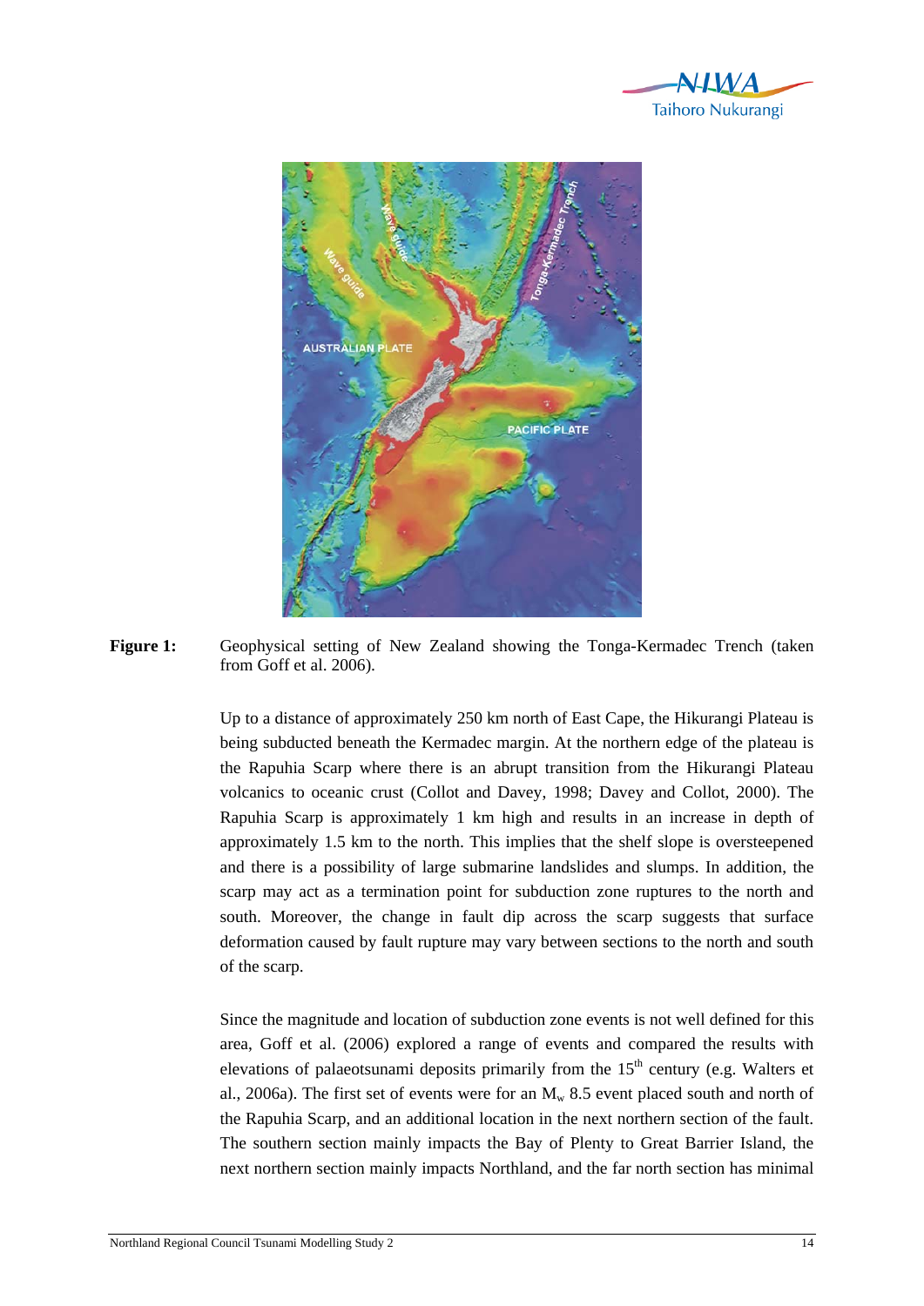**Figure 1:** Geophysical setting of New Zealand showing the Tonga-Kermadec Trench (taken from Goff et al. 2006).

Up to a distance of approximately 250 km north of East Cape, the Hikurangi Plateau is being subducted beneath the Kermadec margin. At the northern edge of the plateau is the Rapuhia Scarp where there is an abrupt transition from the Hikurangi Plateau volcanics to oceanic crust (Collot and Davey, 1998; Davey and Collot, 2000). The Rapuhia Scarp is approximately 1 km high and results in an increase in depth of approximately 1.5 km to the north. This implies that the shelf slope is oversteepened and there is a possibility of large submarine landslides and slumps. In addition, the scarp may act as a termination point for subduction zone ruptures to the north and south. Moreover, the change in fault dip across the scarp suggests that surface deformation caused by fault rupture may vary between sections to the north and south of the scarp.

Since the magnitude and location of subduction zone events is not well defined for this area, Goff et al. (2006) explored a range of events and compared the results with elevations of palaeotsunami deposits primarily from the 15th century (e.g. Walters et al., 2006a). The first set of events were for an $M_w$ 8.5 event placed south and north of the Rapuhia Scarp, and an additional location in the next northern section of the fault. The southern section mainly impacts the Bay of Plenty to Great Barrier Island, the next northern section mainly impacts Northland, and the far north section has minimal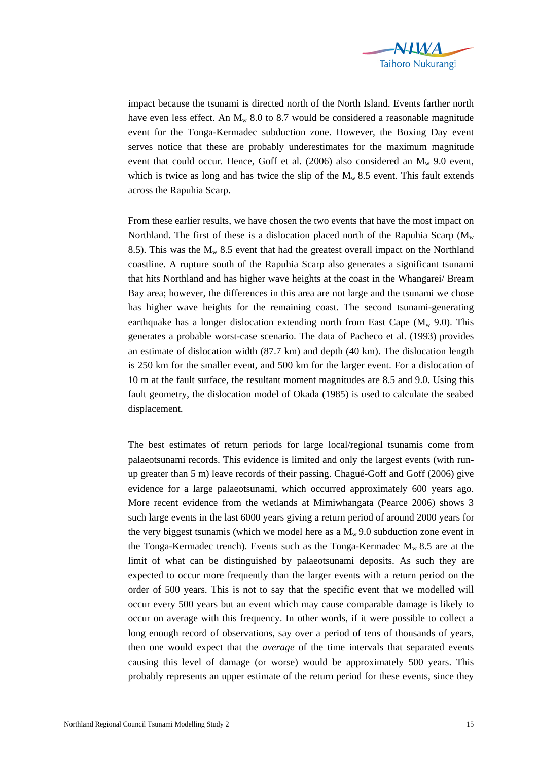impact because the tsunami is directed north of the North Island. Events farther north have even less effect. An $M_w$ 8.0 to 8.7 would be considered a reasonable magnitude event for the Tonga-Kermadec subduction zone. However, the Boxing Day event serves notice that these are probably underestimates for the maximum magnitude event that could occur. Hence, Goff et al. (2006) also considered an $M_w$ 9.0 event, which is twice as long and has twice the slip of the $M_w$ 8.5 event. This fault extends across the Rapuhia Scarp.

From these earlier results, we have chosen the two events that have the most impact on Northland. The first of these is a dislocation placed north of the Rapuhia Scarp ($M_w$ 8.5). This was the $M_w$ 8.5 event that had the greatest overall impact on the Northland coastline. A rupture south of the Rapuhia Scarp also generates a significant tsunami that hits Northland and has higher wave heights at the coast in the Whangarei/ Bream Bay area; however, the differences in this area are not large and the tsunami we chose has higher wave heights for the remaining coast. The second tsunami-generating earthquake has a longer dislocation extending north from East Cape ($M_w$ 9.0). This generates a probable worst-case scenario. The data of Pacheco et al. (1993) provides an estimate of dislocation width (87.7 km) and depth (40 km). The dislocation length is 250 km for the smaller event, and 500 km for the larger event. For a dislocation of 10 m at the fault surface, the resultant moment magnitudes are 8.5 and 9.0. Using this fault geometry, the dislocation model of Okada (1985) is used to calculate the seabed displacement.

The best estimates of return periods for large local/regional tsunamis come from palaeotsunami records. This evidence is limited and only the largest events (with run-up greater than 5 m) leave records of their passing. Chagué-Goff and Goff (2006) give evidence for a large palaeotsunami, which occurred approximately 600 years ago. More recent evidence from the wetlands at Mimiwhangata (Pearce 2006) shows 3 such large events in the last 6000 years giving a return period of around 2000 years for the very biggest tsunamis (which we model here as a $M_w$ 9.0 subduction zone event in the Tonga-Kermadec trench). Events such as the Tonga-Kermadec $M_w$ 8.5 are at the limit of what can be distinguished by palaeotsunami deposits. As such they are expected to occur more frequently than the larger events with a return period on the order of 500 years. This is not to say that the specific event that we modelled will occur every 500 years but an event which may cause comparable damage is likely to occur on average with this frequency. In other words, if it were possible to collect a long enough record of observations, say over a period of tens of thousands of years, then one would expect that the *average* of the time intervals that separated events causing this level of damage (or worse) would be approximately 500 years. This probably represents an upper estimate of the return period for these events, since they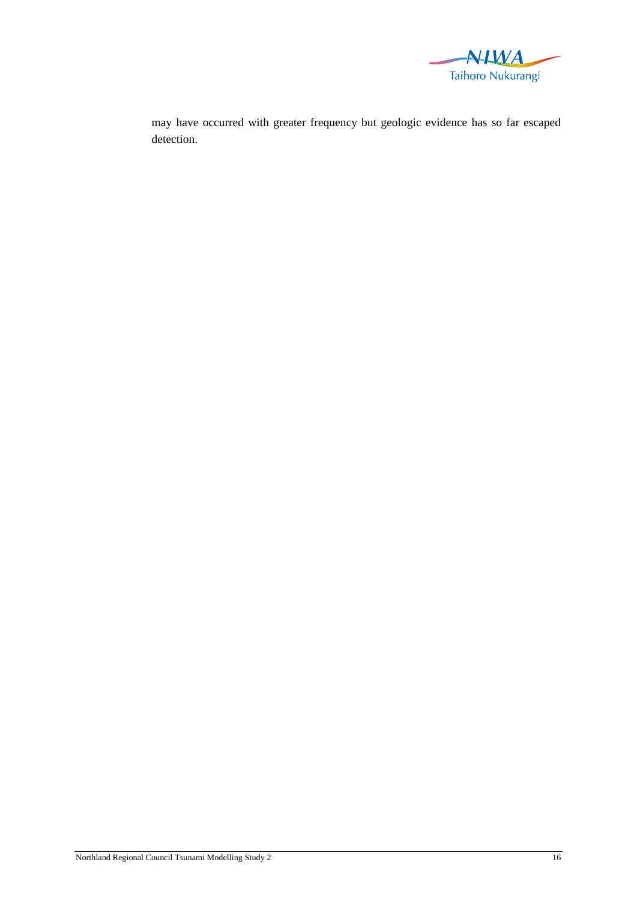may have occurred with greater frequency but geologic evidence has so far escaped detection.